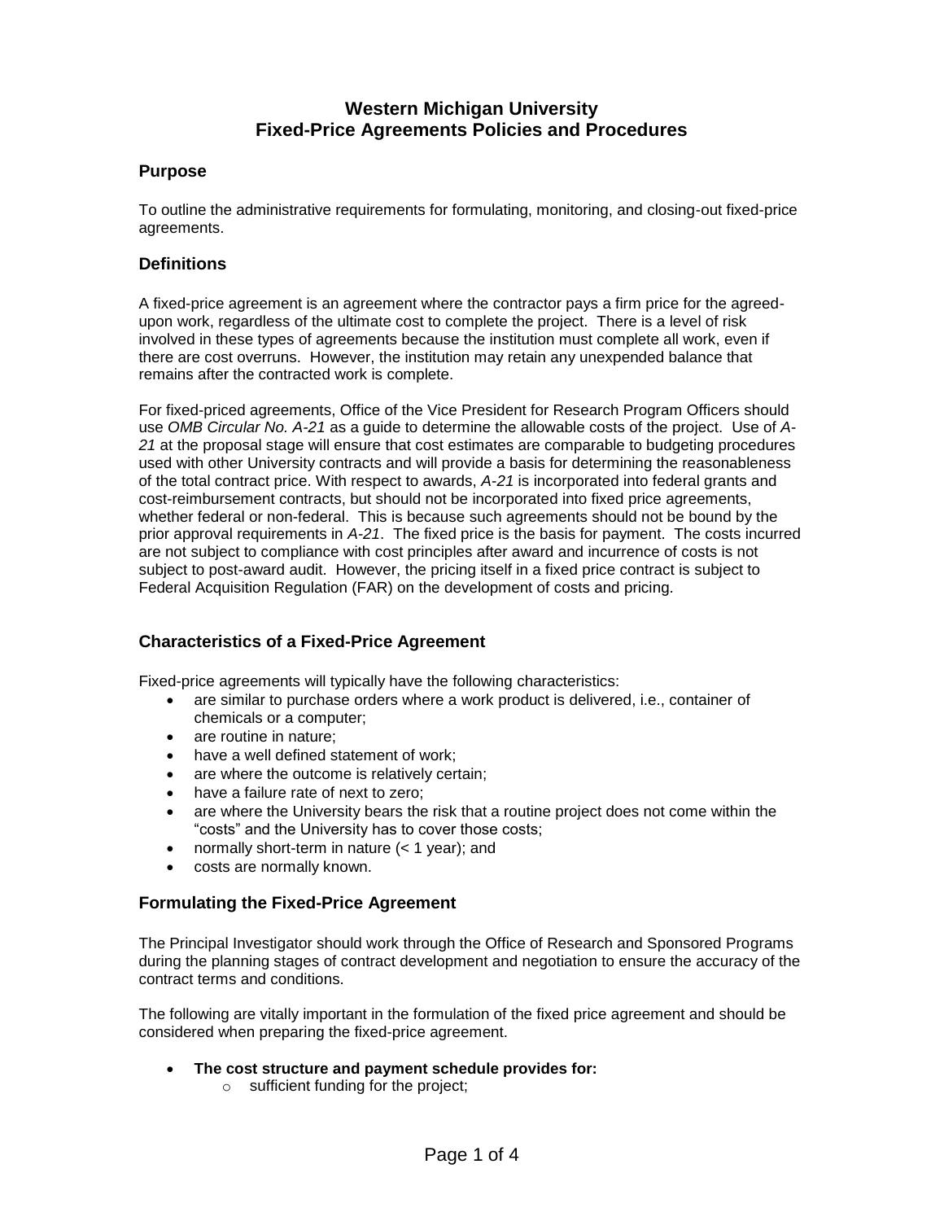# Western Michigan University
# Fixed-Price Agreements Policies and Procedures

## Purpose

To outline the administrative requirements for formulating, monitoring, and closing-out fixed-price agreements.

## Definitions

A fixed-price agreement is an agreement where the contractor pays a firm price for the agreed-upon work, regardless of the ultimate cost to complete the project. There is a level of risk involved in these types of agreements because the institution must complete all work, even if there are cost overruns. However, the institution may retain any unexpended balance that remains after the contracted work is complete.

For fixed-priced agreements, Office of the Vice President for Research Program Officers should use *OMB Circular No. A-21* as a guide to determine the allowable costs of the project. Use of *A-21* at the proposal stage will ensure that cost estimates are comparable to budgeting procedures used with other University contracts and will provide a basis for determining the reasonableness of the total contract price. With respect to awards, *A-21* is incorporated into federal grants and cost-reimbursement contracts, but should not be incorporated into fixed price agreements, whether federal or non-federal. This is because such agreements should not be bound by the prior approval requirements in *A-21*. The fixed price is the basis for payment. The costs incurred are not subject to compliance with cost principles after award and incurrence of costs is not subject to post-award audit. However, the pricing itself in a fixed price contract is subject to Federal Acquisition Regulation (FAR) on the development of costs and pricing.

## Characteristics of a Fixed-Price Agreement

Fixed-price agreements will typically have the following characteristics:

- are similar to purchase orders where a work product is delivered, i.e., container of chemicals or a computer;
- are routine in nature;
- have a well defined statement of work;
- are where the outcome is relatively certain;
- have a failure rate of next to zero;
- are where the University bears the risk that a routine project does not come within the "costs" and the University has to cover those costs;
- normally short-term in nature (< 1 year); and
- costs are normally known.

## Formulating the Fixed-Price Agreement

The Principal Investigator should work through the Office of Research and Sponsored Programs during the planning stages of contract development and negotiation to ensure the accuracy of the contract terms and conditions.

The following are vitally important in the formulation of the fixed price agreement and should be considered when preparing the fixed-price agreement.

- **The cost structure and payment schedule provides for:**
    - sufficient funding for the project;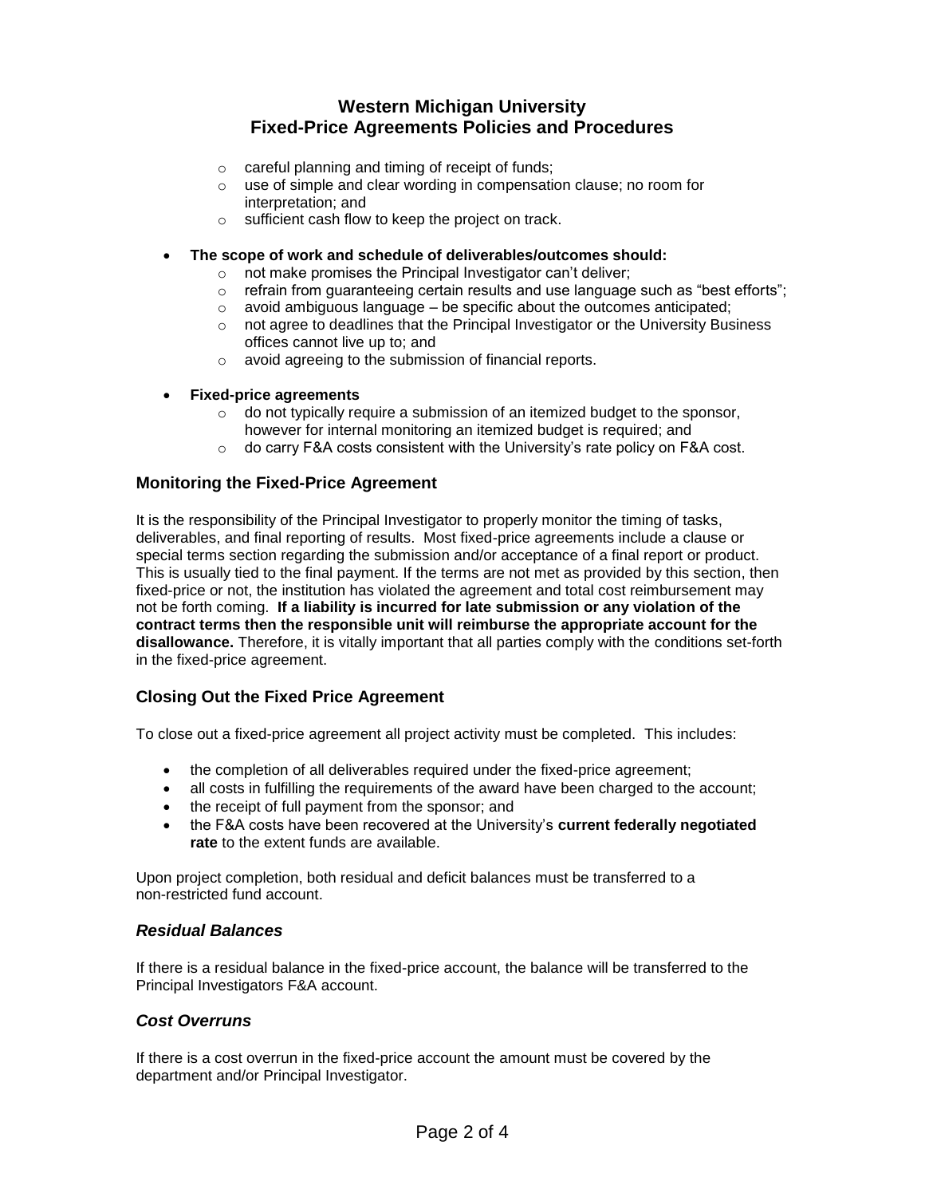- careful planning and timing of receipt of funds;
- use of simple and clear wording in compensation clause; no room for interpretation; and
- sufficient cash flow to keep the project on track.

- **The scope of work and schedule of deliverables/outcomes should:**
  - not make promises the Principal Investigator can't deliver;
  - refrain from guaranteeing certain results and use language such as "best efforts";
  - avoid ambiguous language – be specific about the outcomes anticipated;
  - not agree to deadlines that the Principal Investigator or the University Business offices cannot live up to; and
  - avoid agreeing to the submission of financial reports.

- **Fixed-price agreements**
  - do not typically require a submission of an itemized budget to the sponsor, however for internal monitoring an itemized budget is required; and
  - do carry F&A costs consistent with the University's rate policy on F&A cost.

## Monitoring the Fixed-Price Agreement

It is the responsibility of the Principal Investigator to properly monitor the timing of tasks, deliverables, and final reporting of results. Most fixed-price agreements include a clause or special terms section regarding the submission and/or acceptance of a final report or product. This is usually tied to the final payment. If the terms are not met as provided by this section, then fixed-price or not, the institution has violated the agreement and total cost reimbursement may not be forth coming. **If a liability is incurred for late submission or any violation of the contract terms then the responsible unit will reimburse the appropriate account for the disallowance.** Therefore, it is vitally important that all parties comply with the conditions set-forth in the fixed-price agreement.

## Closing Out the Fixed Price Agreement

To close out a fixed-price agreement all project activity must be completed. This includes:

- the completion of all deliverables required under the fixed-price agreement;
- all costs in fulfilling the requirements of the award have been charged to the account;
- the receipt of full payment from the sponsor; and
- the F&A costs have been recovered at the University's **current federally negotiated rate** to the extent funds are available.

Upon project completion, both residual and deficit balances must be transferred to a non-restricted fund account.

### *Residual Balances*

If there is a residual balance in the fixed-price account, the balance will be transferred to the Principal Investigators F&A account.

### *Cost Overruns*

If there is a cost overrun in the fixed-price account the amount must be covered by the department and/or Principal Investigator.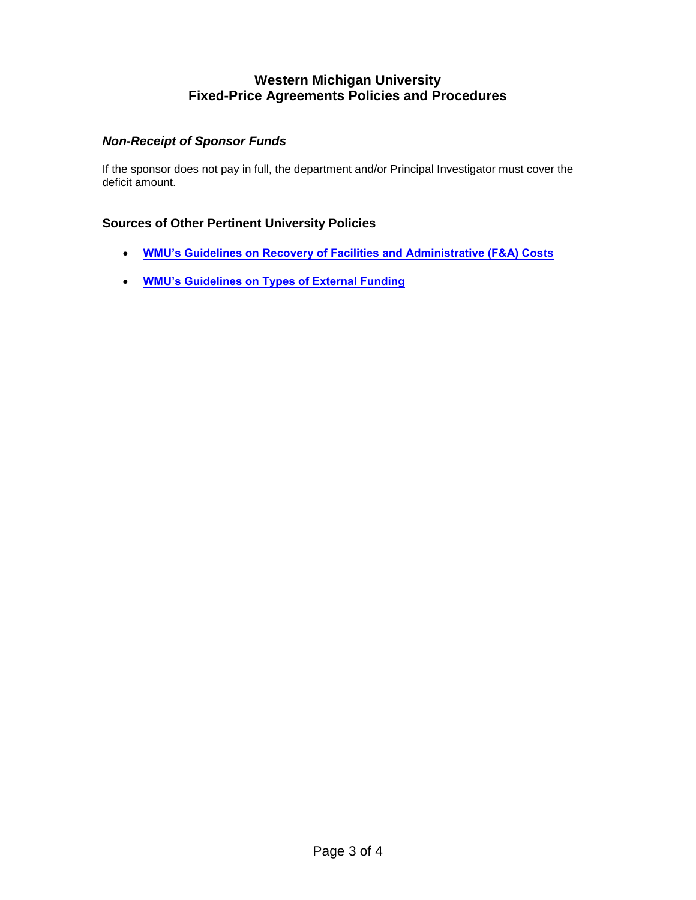### *Non-Receipt of Sponsor Funds*

If the sponsor does not pay in full, the department and/or Principal Investigator must cover the deficit amount.

## Sources of Other Pertinent University Policies

- **WMU's Guidelines on Recovery of Facilities and Administrative (F&A) Costs**
- **WMU's Guidelines on Types of External Funding**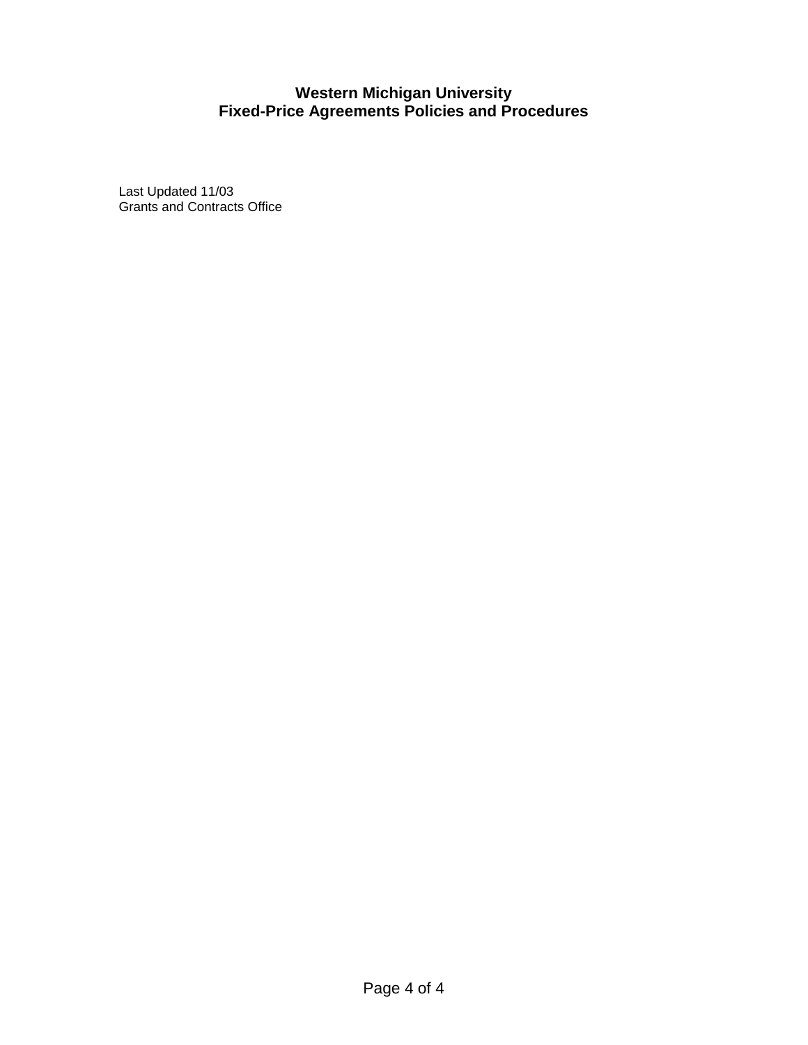**Western Michigan University**
**Fixed-Price Agreements Policies and Procedures**

Last Updated 11/03
Grants and Contracts Office